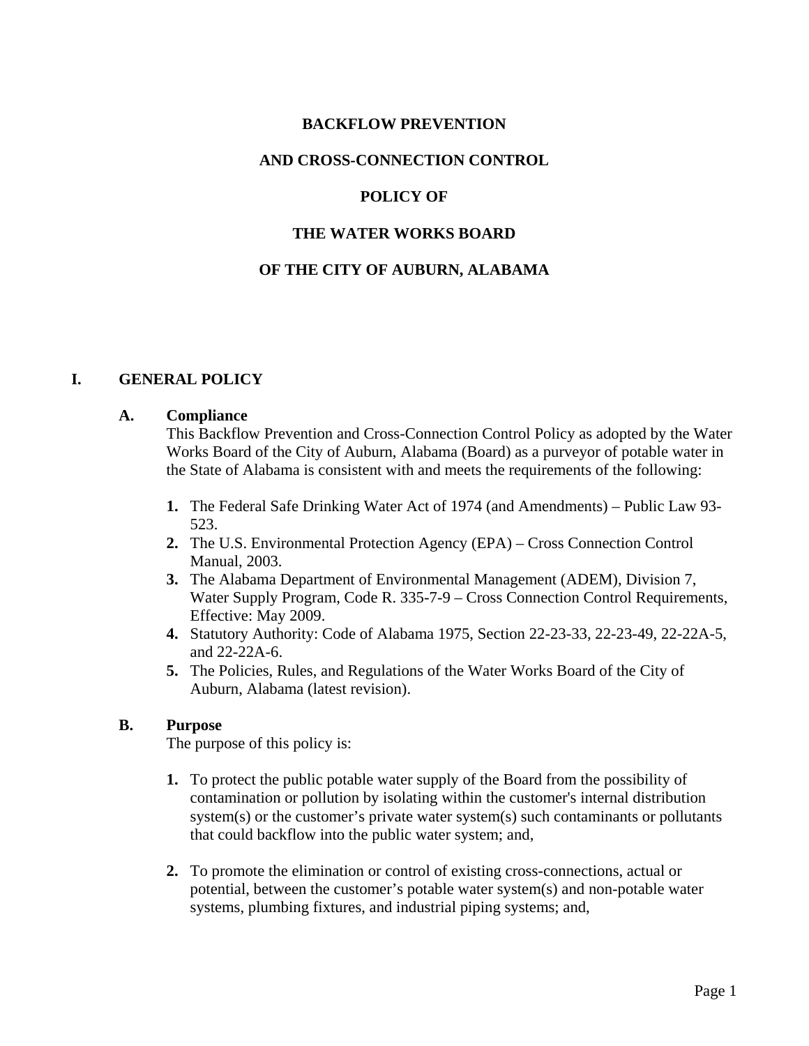# BACKFLOW PREVENTION

# AND CROSS-CONNECTION CONTROL

# POLICY OF

# THE WATER WORKS BOARD

# OF THE CITY OF AUBURN, ALABAMA

## I. GENERAL POLICY

### A. Compliance

This Backflow Prevention and Cross-Connection Control Policy as adopted by the Water Works Board of the City of Auburn, Alabama (Board) as a purveyor of potable water in the State of Alabama is consistent with and meets the requirements of the following:

1. The Federal Safe Drinking Water Act of 1974 (and Amendments) – Public Law 93-523.
2. The U.S. Environmental Protection Agency (EPA) – Cross Connection Control Manual, 2003.
3. The Alabama Department of Environmental Management (ADEM), Division 7, Water Supply Program, Code R. 335-7-9 – Cross Connection Control Requirements, Effective: May 2009.
4. Statutory Authority: Code of Alabama 1975, Section 22-23-33, 22-23-49, 22-22A-5, and 22-22A-6.
5. The Policies, Rules, and Regulations of the Water Works Board of the City of Auburn, Alabama (latest revision).

### B. Purpose

The purpose of this policy is:

1. To protect the public potable water supply of the Board from the possibility of contamination or pollution by isolating within the customer's internal distribution system(s) or the customer's private water system(s) such contaminants or pollutants that could backflow into the public water system; and,

2. To promote the elimination or control of existing cross-connections, actual or potential, between the customer's potable water system(s) and non-potable water systems, plumbing fixtures, and industrial piping systems; and,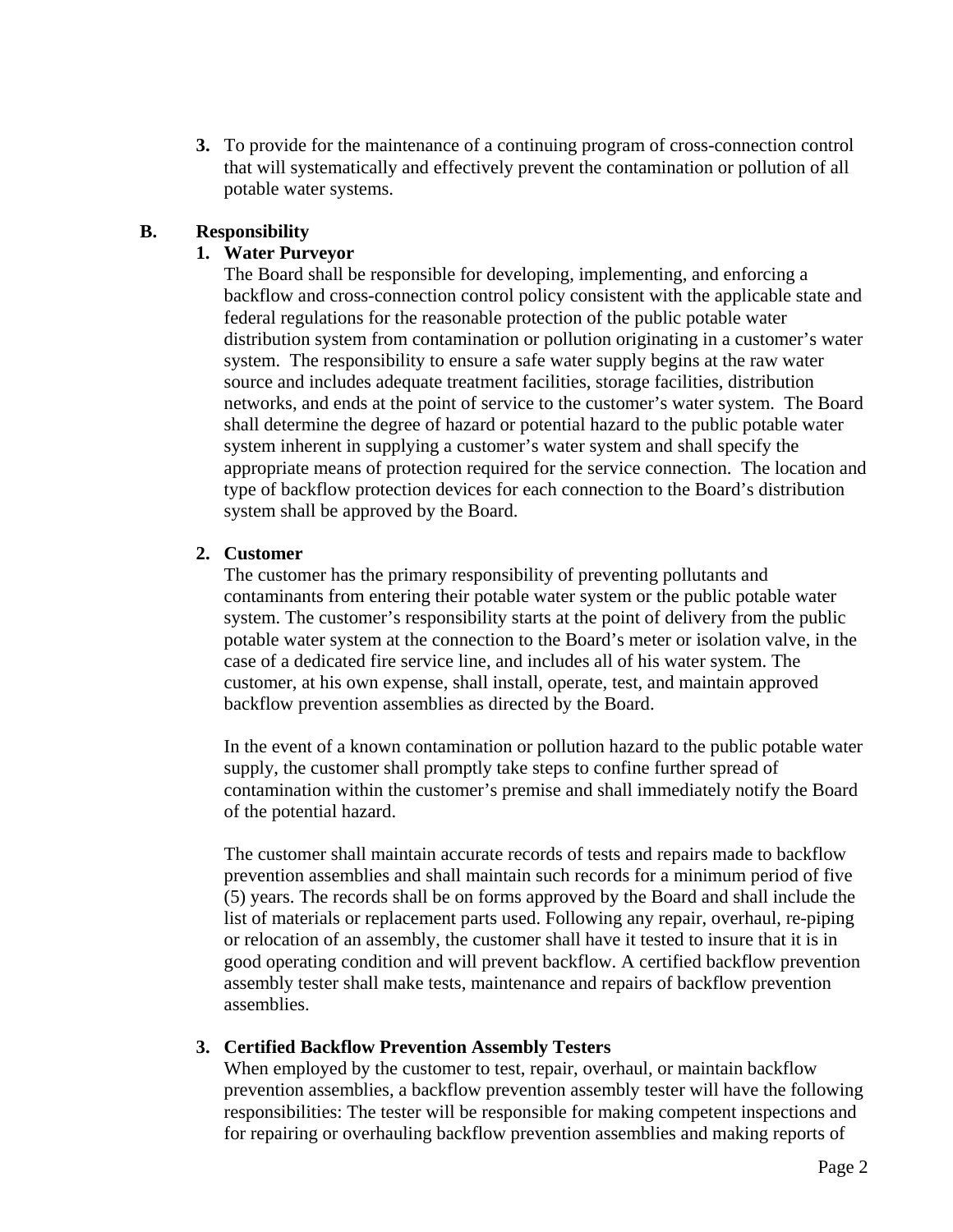3. To provide for the maintenance of a continuing program of cross-connection control that will systematically and effectively prevent the contamination or pollution of all potable water systems.

## B. Responsibility

### 1. Water Purveyor

The Board shall be responsible for developing, implementing, and enforcing a backflow and cross-connection control policy consistent with the applicable state and federal regulations for the reasonable protection of the public potable water distribution system from contamination or pollution originating in a customer's water system. The responsibility to ensure a safe water supply begins at the raw water source and includes adequate treatment facilities, storage facilities, distribution networks, and ends at the point of service to the customer's water system. The Board shall determine the degree of hazard or potential hazard to the public potable water system inherent in supplying a customer's water system and shall specify the appropriate means of protection required for the service connection. The location and type of backflow protection devices for each connection to the Board's distribution system shall be approved by the Board.

### 2. Customer

The customer has the primary responsibility of preventing pollutants and contaminants from entering their potable water system or the public potable water system. The customer's responsibility starts at the point of delivery from the public potable water system at the connection to the Board's meter or isolation valve, in the case of a dedicated fire service line, and includes all of his water system. The customer, at his own expense, shall install, operate, test, and maintain approved backflow prevention assemblies as directed by the Board.

In the event of a known contamination or pollution hazard to the public potable water supply, the customer shall promptly take steps to confine further spread of contamination within the customer's premise and shall immediately notify the Board of the potential hazard.

The customer shall maintain accurate records of tests and repairs made to backflow prevention assemblies and shall maintain such records for a minimum period of five (5) years. The records shall be on forms approved by the Board and shall include the list of materials or replacement parts used. Following any repair, overhaul, re-piping or relocation of an assembly, the customer shall have it tested to insure that it is in good operating condition and will prevent backflow. A certified backflow prevention assembly tester shall make tests, maintenance and repairs of backflow prevention assemblies.

### 3. Certified Backflow Prevention Assembly Testers

When employed by the customer to test, repair, overhaul, or maintain backflow prevention assemblies, a backflow prevention assembly tester will have the following responsibilities: The tester will be responsible for making competent inspections and for repairing or overhauling backflow prevention assemblies and making reports of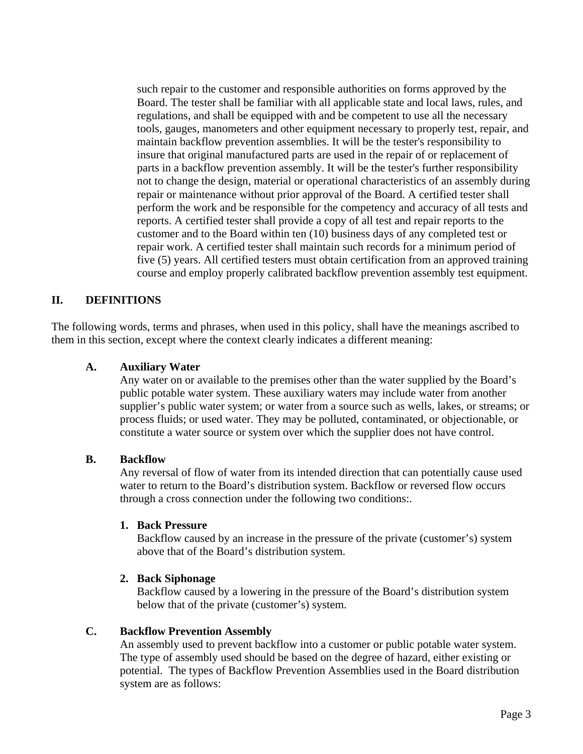such repair to the customer and responsible authorities on forms approved by the Board. The tester shall be familiar with all applicable state and local laws, rules, and regulations, and shall be equipped with and be competent to use all the necessary tools, gauges, manometers and other equipment necessary to properly test, repair, and maintain backflow prevention assemblies. It will be the tester's responsibility to insure that original manufactured parts are used in the repair of or replacement of parts in a backflow prevention assembly. It will be the tester's further responsibility not to change the design, material or operational characteristics of an assembly during repair or maintenance without prior approval of the Board. A certified tester shall perform the work and be responsible for the competency and accuracy of all tests and reports. A certified tester shall provide a copy of all test and repair reports to the customer and to the Board within ten (10) business days of any completed test or repair work. A certified tester shall maintain such records for a minimum period of five (5) years. All certified testers must obtain certification from an approved training course and employ properly calibrated backflow prevention assembly test equipment.

## II. DEFINITIONS

The following words, terms and phrases, when used in this policy, shall have the meanings ascribed to them in this section, except where the context clearly indicates a different meaning:

### A. Auxiliary Water

Any water on or available to the premises other than the water supplied by the Board's public potable water system. These auxiliary waters may include water from another supplier's public water system; or water from a source such as wells, lakes, or streams; or process fluids; or used water. They may be polluted, contaminated, or objectionable, or constitute a water source or system over which the supplier does not have control.

### B. Backflow

Any reversal of flow of water from its intended direction that can potentially cause used water to return to the Board's distribution system. Backflow or reversed flow occurs through a cross connection under the following two conditions:.

1. **Back Pressure**
   Backflow caused by an increase in the pressure of the private (customer's) system above that of the Board's distribution system.

2. **Back Siphonage**
   Backflow caused by a lowering in the pressure of the Board's distribution system below that of the private (customer's) system.

### C. Backflow Prevention Assembly

An assembly used to prevent backflow into a customer or public potable water system. The type of assembly used should be based on the degree of hazard, either existing or potential. The types of Backflow Prevention Assemblies used in the Board distribution system are as follows: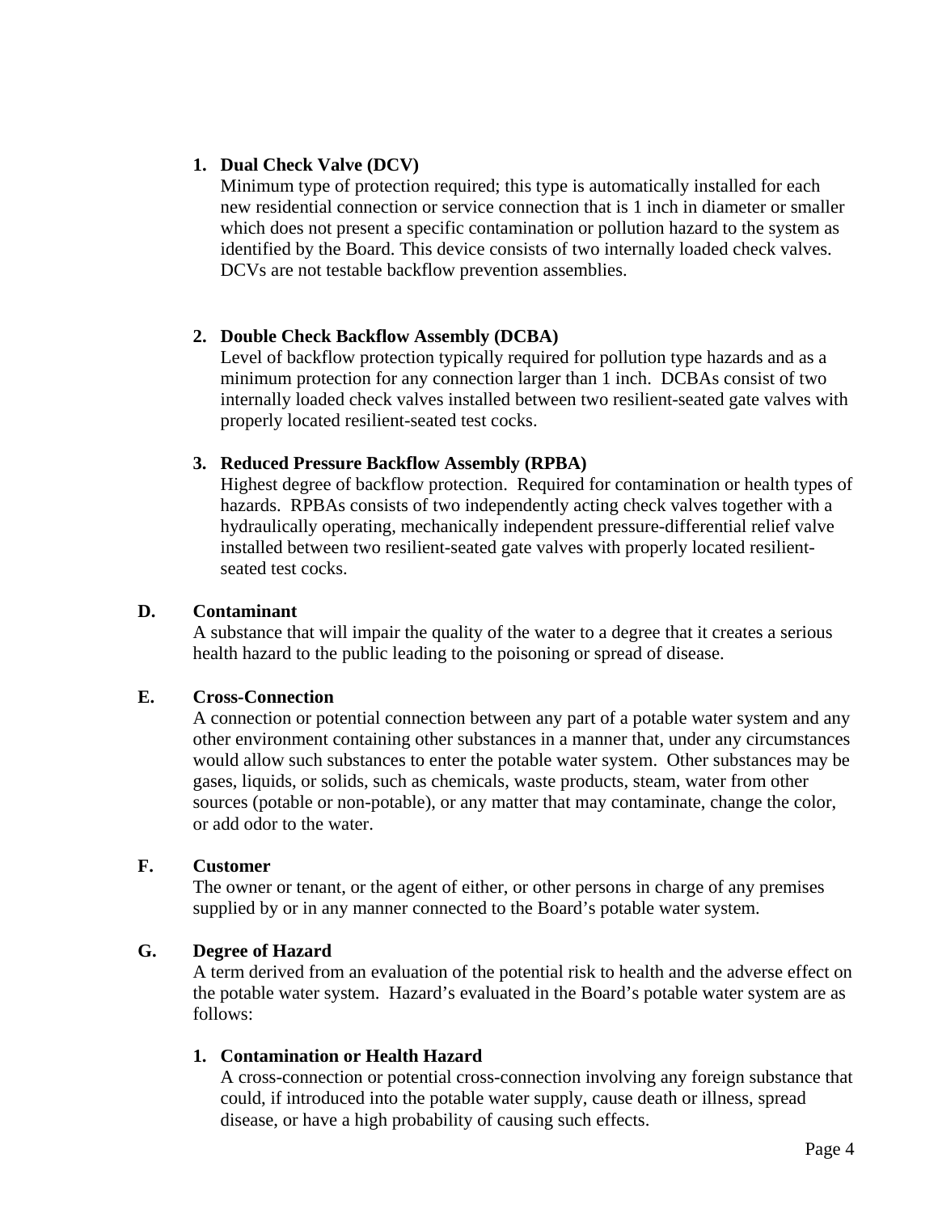1. **Dual Check Valve (DCV)**
   Minimum type of protection required; this type is automatically installed for each new residential connection or service connection that is 1 inch in diameter or smaller which does not present a specific contamination or pollution hazard to the system as identified by the Board. This device consists of two internally loaded check valves. DCVs are not testable backflow prevention assemblies.

2. **Double Check Backflow Assembly (DCBA)**
   Level of backflow protection typically required for pollution type hazards and as a minimum protection for any connection larger than 1 inch. DCBAs consist of two internally loaded check valves installed between two resilient-seated gate valves with properly located resilient-seated test cocks.

3. **Reduced Pressure Backflow Assembly (RPBA)**
   Highest degree of backflow protection. Required for contamination or health types of hazards. RPBAs consists of two independently acting check valves together with a hydraulically operating, mechanically independent pressure-differential relief valve installed between two resilient-seated gate valves with properly located resilient-seated test cocks.

**D. Contaminant**

A substance that will impair the quality of the water to a degree that it creates a serious health hazard to the public leading to the poisoning or spread of disease.

**E. Cross-Connection**

A connection or potential connection between any part of a potable water system and any other environment containing other substances in a manner that, under any circumstances would allow such substances to enter the potable water system. Other substances may be gases, liquids, or solids, such as chemicals, waste products, steam, water from other sources (potable or non-potable), or any matter that may contaminate, change the color, or add odor to the water.

**F. Customer**

The owner or tenant, or the agent of either, or other persons in charge of any premises supplied by or in any manner connected to the Board's potable water system.

**G. Degree of Hazard**

A term derived from an evaluation of the potential risk to health and the adverse effect on the potable water system. Hazard's evaluated in the Board's potable water system are as follows:

1. **Contamination or Health Hazard**
   A cross-connection or potential cross-connection involving any foreign substance that could, if introduced into the potable water supply, cause death or illness, spread disease, or have a high probability of causing such effects.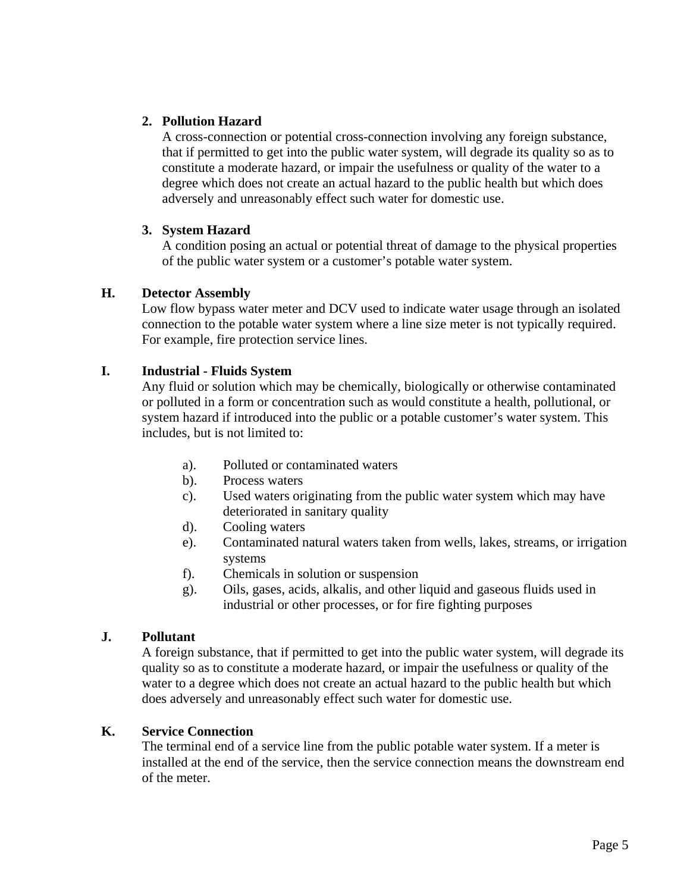2. **Pollution Hazard**
   A cross-connection or potential cross-connection involving any foreign substance, that if permitted to get into the public water system, will degrade its quality so as to constitute a moderate hazard, or impair the usefulness or quality of the water to a degree which does not create an actual hazard to the public health but which does adversely and unreasonably effect such water for domestic use.

3. **System Hazard**
   A condition posing an actual or potential threat of damage to the physical properties of the public water system or a customer's potable water system.

**H. Detector Assembly**

Low flow bypass water meter and DCV used to indicate water usage through an isolated connection to the potable water system where a line size meter is not typically required. For example, fire protection service lines.

**I. Industrial - Fluids System**

Any fluid or solution which may be chemically, biologically or otherwise contaminated or polluted in a form or concentration such as would constitute a health, pollutional, or system hazard if introduced into the public or a potable customer's water system. This includes, but is not limited to:

- a). Polluted or contaminated waters
- b). Process waters
- c). Used waters originating from the public water system which may have deteriorated in sanitary quality
- d). Cooling waters
- e). Contaminated natural waters taken from wells, lakes, streams, or irrigation systems
- f). Chemicals in solution or suspension
- g). Oils, gases, acids, alkalis, and other liquid and gaseous fluids used in industrial or other processes, or for fire fighting purposes

**J. Pollutant**

A foreign substance, that if permitted to get into the public water system, will degrade its quality so as to constitute a moderate hazard, or impair the usefulness or quality of the water to a degree which does not create an actual hazard to the public health but which does adversely and unreasonably effect such water for domestic use.

**K. Service Connection**

The terminal end of a service line from the public potable water system. If a meter is installed at the end of the service, then the service connection means the downstream end of the meter.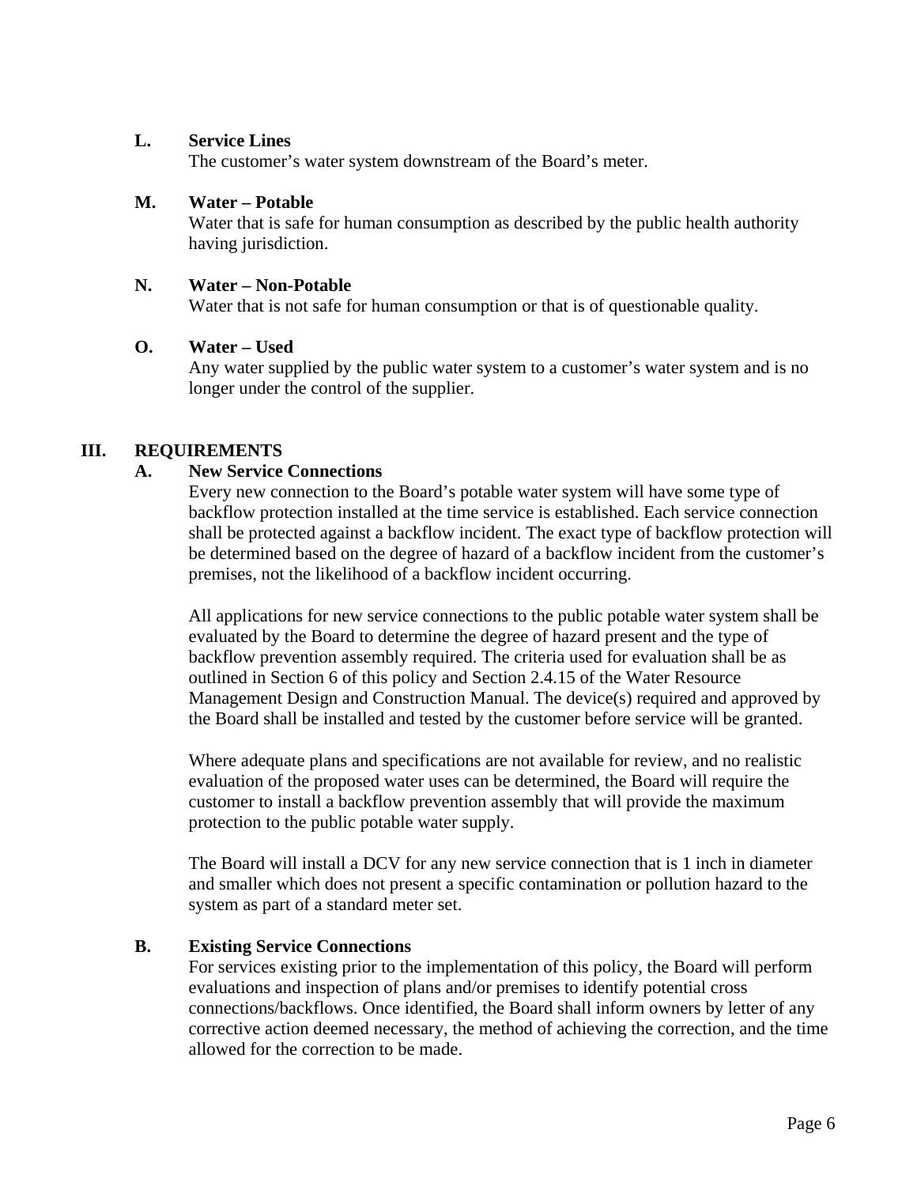**L. Service Lines**
The customer's water system downstream of the Board's meter.

**M. Water – Potable**
Water that is safe for human consumption as described by the public health authority having jurisdiction.

**N. Water – Non-Potable**
Water that is not safe for human consumption or that is of questionable quality.

**O. Water – Used**
Any water supplied by the public water system to a customer's water system and is no longer under the control of the supplier.

## III. REQUIREMENTS

### A. New Service Connections

Every new connection to the Board's potable water system will have some type of backflow protection installed at the time service is established. Each service connection shall be protected against a backflow incident. The exact type of backflow protection will be determined based on the degree of hazard of a backflow incident from the customer's premises, not the likelihood of a backflow incident occurring.

All applications for new service connections to the public potable water system shall be evaluated by the Board to determine the degree of hazard present and the type of backflow prevention assembly required. The criteria used for evaluation shall be as outlined in Section 6 of this policy and Section 2.4.15 of the Water Resource Management Design and Construction Manual. The device(s) required and approved by the Board shall be installed and tested by the customer before service will be granted.

Where adequate plans and specifications are not available for review, and no realistic evaluation of the proposed water uses can be determined, the Board will require the customer to install a backflow prevention assembly that will provide the maximum protection to the public potable water supply.

The Board will install a DCV for any new service connection that is 1 inch in diameter and smaller which does not present a specific contamination or pollution hazard to the system as part of a standard meter set.

### B. Existing Service Connections

For services existing prior to the implementation of this policy, the Board will perform evaluations and inspection of plans and/or premises to identify potential cross connections/backflows. Once identified, the Board shall inform owners by letter of any corrective action deemed necessary, the method of achieving the correction, and the time allowed for the correction to be made.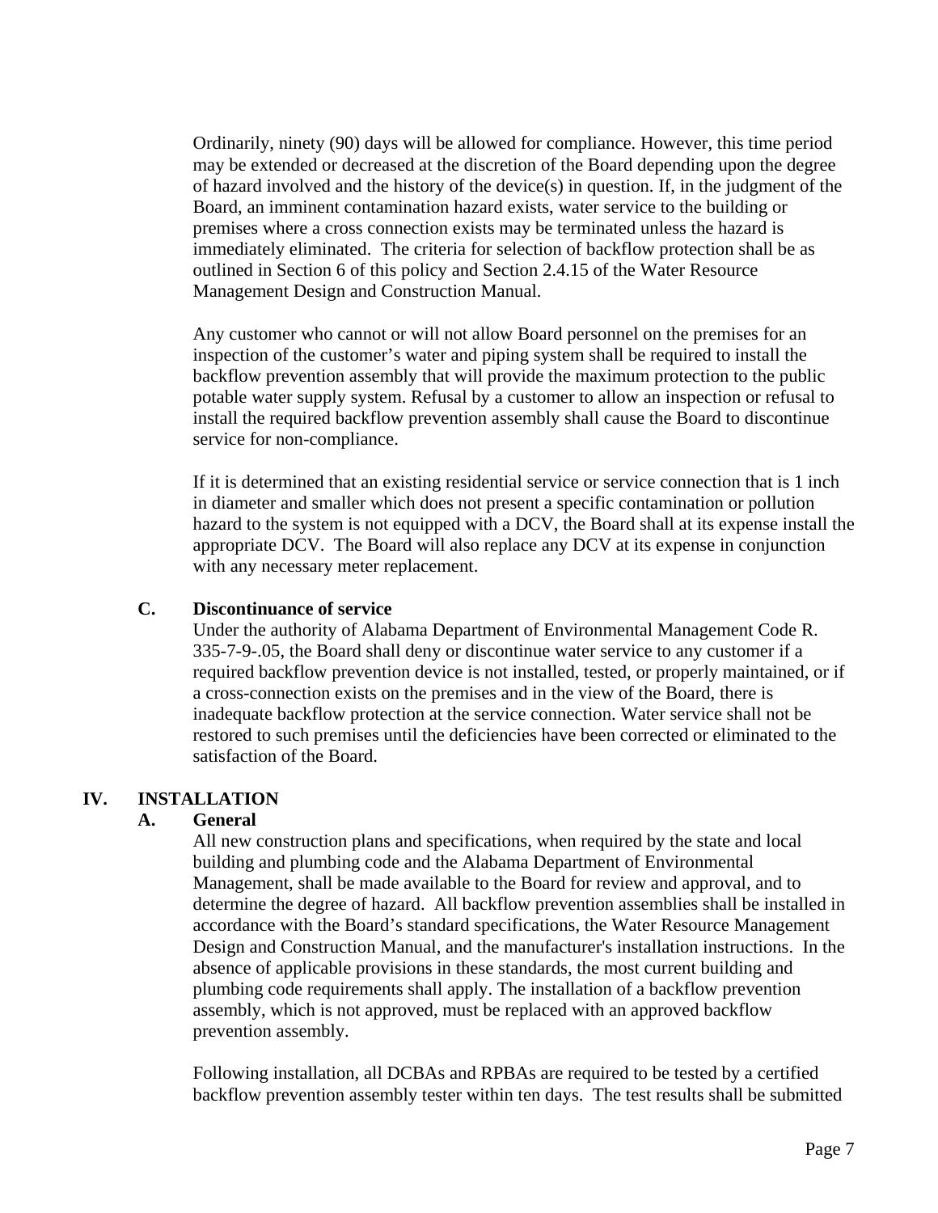Ordinarily, ninety (90) days will be allowed for compliance. However, this time period may be extended or decreased at the discretion of the Board depending upon the degree of hazard involved and the history of the device(s) in question. If, in the judgment of the Board, an imminent contamination hazard exists, water service to the building or premises where a cross connection exists may be terminated unless the hazard is immediately eliminated. The criteria for selection of backflow protection shall be as outlined in Section 6 of this policy and Section 2.4.15 of the Water Resource Management Design and Construction Manual.

Any customer who cannot or will not allow Board personnel on the premises for an inspection of the customer's water and piping system shall be required to install the backflow prevention assembly that will provide the maximum protection to the public potable water supply system. Refusal by a customer to allow an inspection or refusal to install the required backflow prevention assembly shall cause the Board to discontinue service for non-compliance.

If it is determined that an existing residential service or service connection that is 1 inch in diameter and smaller which does not present a specific contamination or pollution hazard to the system is not equipped with a DCV, the Board shall at its expense install the appropriate DCV. The Board will also replace any DCV at its expense in conjunction with any necessary meter replacement.

### C. Discontinuance of service

Under the authority of Alabama Department of Environmental Management Code R. 335-7-9-.05, the Board shall deny or discontinue water service to any customer if a required backflow prevention device is not installed, tested, or properly maintained, or if a cross-connection exists on the premises and in the view of the Board, there is inadequate backflow protection at the service connection. Water service shall not be restored to such premises until the deficiencies have been corrected or eliminated to the satisfaction of the Board.

## IV. INSTALLATION

### A. General

All new construction plans and specifications, when required by the state and local building and plumbing code and the Alabama Department of Environmental Management, shall be made available to the Board for review and approval, and to determine the degree of hazard. All backflow prevention assemblies shall be installed in accordance with the Board's standard specifications, the Water Resource Management Design and Construction Manual, and the manufacturer's installation instructions. In the absence of applicable provisions in these standards, the most current building and plumbing code requirements shall apply. The installation of a backflow prevention assembly, which is not approved, must be replaced with an approved backflow prevention assembly.

Following installation, all DCBAs and RPBAs are required to be tested by a certified backflow prevention assembly tester within ten days. The test results shall be submitted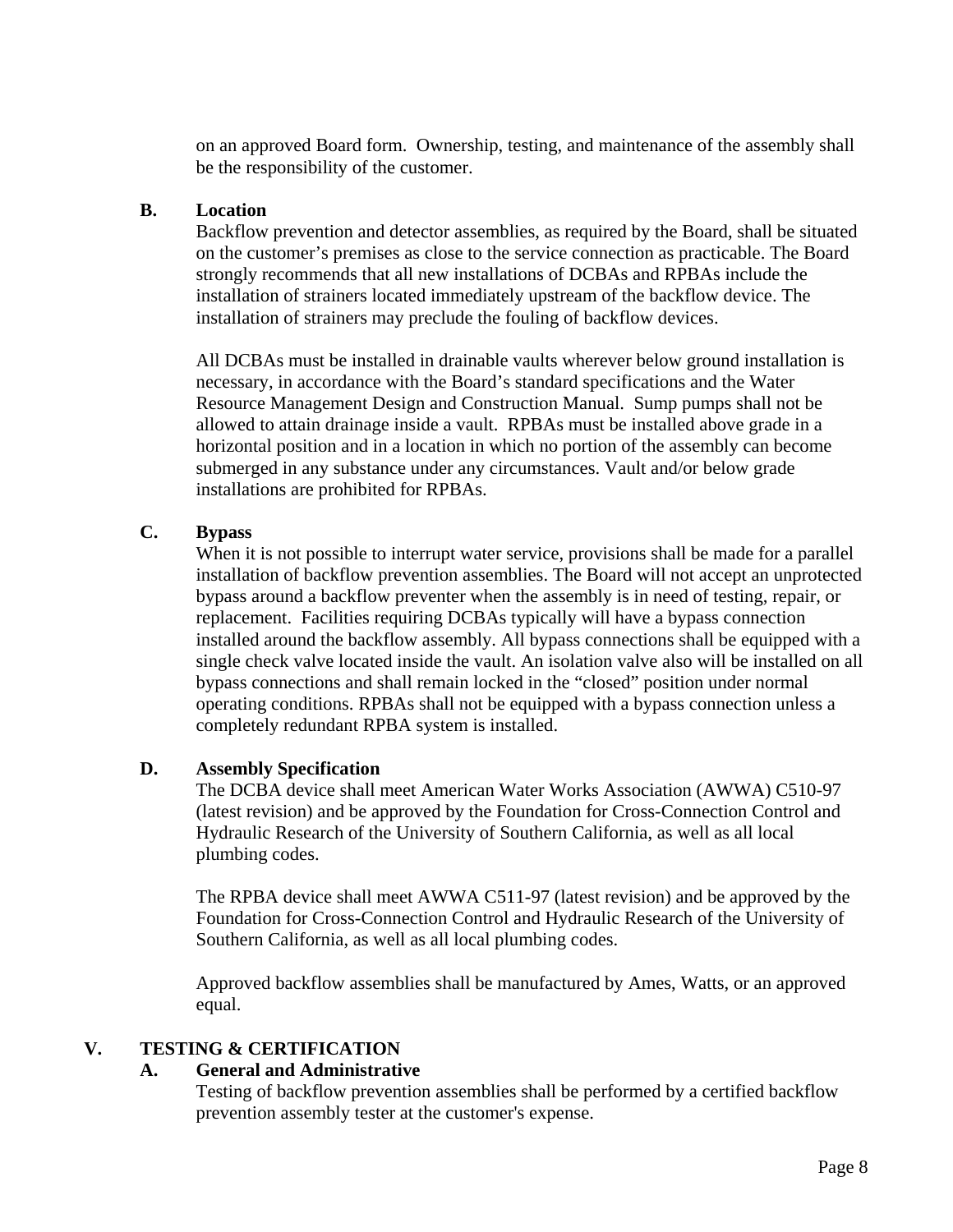on an approved Board form. Ownership, testing, and maintenance of the assembly shall be the responsibility of the customer.

### B. Location

Backflow prevention and detector assemblies, as required by the Board, shall be situated on the customer's premises as close to the service connection as practicable. The Board strongly recommends that all new installations of DCBAs and RPBAs include the installation of strainers located immediately upstream of the backflow device. The installation of strainers may preclude the fouling of backflow devices.

All DCBAs must be installed in drainable vaults wherever below ground installation is necessary, in accordance with the Board's standard specifications and the Water Resource Management Design and Construction Manual. Sump pumps shall not be allowed to attain drainage inside a vault. RPBAs must be installed above grade in a horizontal position and in a location in which no portion of the assembly can become submerged in any substance under any circumstances. Vault and/or below grade installations are prohibited for RPBAs.

### C. Bypass

When it is not possible to interrupt water service, provisions shall be made for a parallel installation of backflow prevention assemblies. The Board will not accept an unprotected bypass around a backflow preventer when the assembly is in need of testing, repair, or replacement. Facilities requiring DCBAs typically will have a bypass connection installed around the backflow assembly. All bypass connections shall be equipped with a single check valve located inside the vault. An isolation valve also will be installed on all bypass connections and shall remain locked in the "closed" position under normal operating conditions. RPBAs shall not be equipped with a bypass connection unless a completely redundant RPBA system is installed.

### D. Assembly Specification

The DCBA device shall meet American Water Works Association (AWWA) C510-97 (latest revision) and be approved by the Foundation for Cross-Connection Control and Hydraulic Research of the University of Southern California, as well as all local plumbing codes.

The RPBA device shall meet AWWA C511-97 (latest revision) and be approved by the Foundation for Cross-Connection Control and Hydraulic Research of the University of Southern California, as well as all local plumbing codes.

Approved backflow assemblies shall be manufactured by Ames, Watts, or an approved equal.

## V. TESTING & CERTIFICATION

### A. General and Administrative

Testing of backflow prevention assemblies shall be performed by a certified backflow prevention assembly tester at the customer's expense.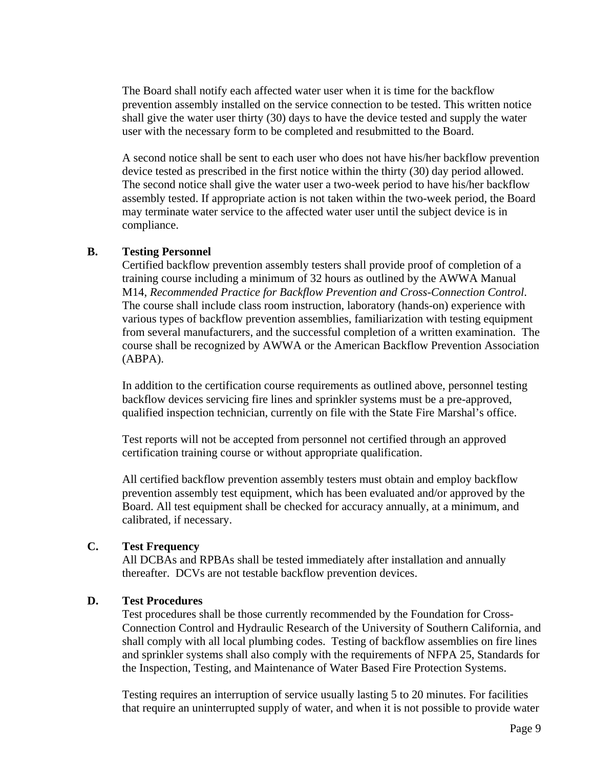The Board shall notify each affected water user when it is time for the backflow prevention assembly installed on the service connection to be tested. This written notice shall give the water user thirty (30) days to have the device tested and supply the water user with the necessary form to be completed and resubmitted to the Board.

A second notice shall be sent to each user who does not have his/her backflow prevention device tested as prescribed in the first notice within the thirty (30) day period allowed. The second notice shall give the water user a two-week period to have his/her backflow assembly tested. If appropriate action is not taken within the two-week period, the Board may terminate water service to the affected water user until the subject device is in compliance.

**B. Testing Personnel**

Certified backflow prevention assembly testers shall provide proof of completion of a training course including a minimum of 32 hours as outlined by the AWWA Manual M14, *Recommended Practice for Backflow Prevention and Cross-Connection Control*. The course shall include class room instruction, laboratory (hands-on) experience with various types of backflow prevention assemblies, familiarization with testing equipment from several manufacturers, and the successful completion of a written examination. The course shall be recognized by AWWA or the American Backflow Prevention Association (ABPA).

In addition to the certification course requirements as outlined above, personnel testing backflow devices servicing fire lines and sprinkler systems must be a pre-approved, qualified inspection technician, currently on file with the State Fire Marshal's office.

Test reports will not be accepted from personnel not certified through an approved certification training course or without appropriate qualification.

All certified backflow prevention assembly testers must obtain and employ backflow prevention assembly test equipment, which has been evaluated and/or approved by the Board. All test equipment shall be checked for accuracy annually, at a minimum, and calibrated, if necessary.

**C. Test Frequency**

All DCBAs and RPBAs shall be tested immediately after installation and annually thereafter. DCVs are not testable backflow prevention devices.

**D. Test Procedures**

Test procedures shall be those currently recommended by the Foundation for Cross-Connection Control and Hydraulic Research of the University of Southern California, and shall comply with all local plumbing codes. Testing of backflow assemblies on fire lines and sprinkler systems shall also comply with the requirements of NFPA 25, Standards for the Inspection, Testing, and Maintenance of Water Based Fire Protection Systems.

Testing requires an interruption of service usually lasting 5 to 20 minutes. For facilities that require an uninterrupted supply of water, and when it is not possible to provide water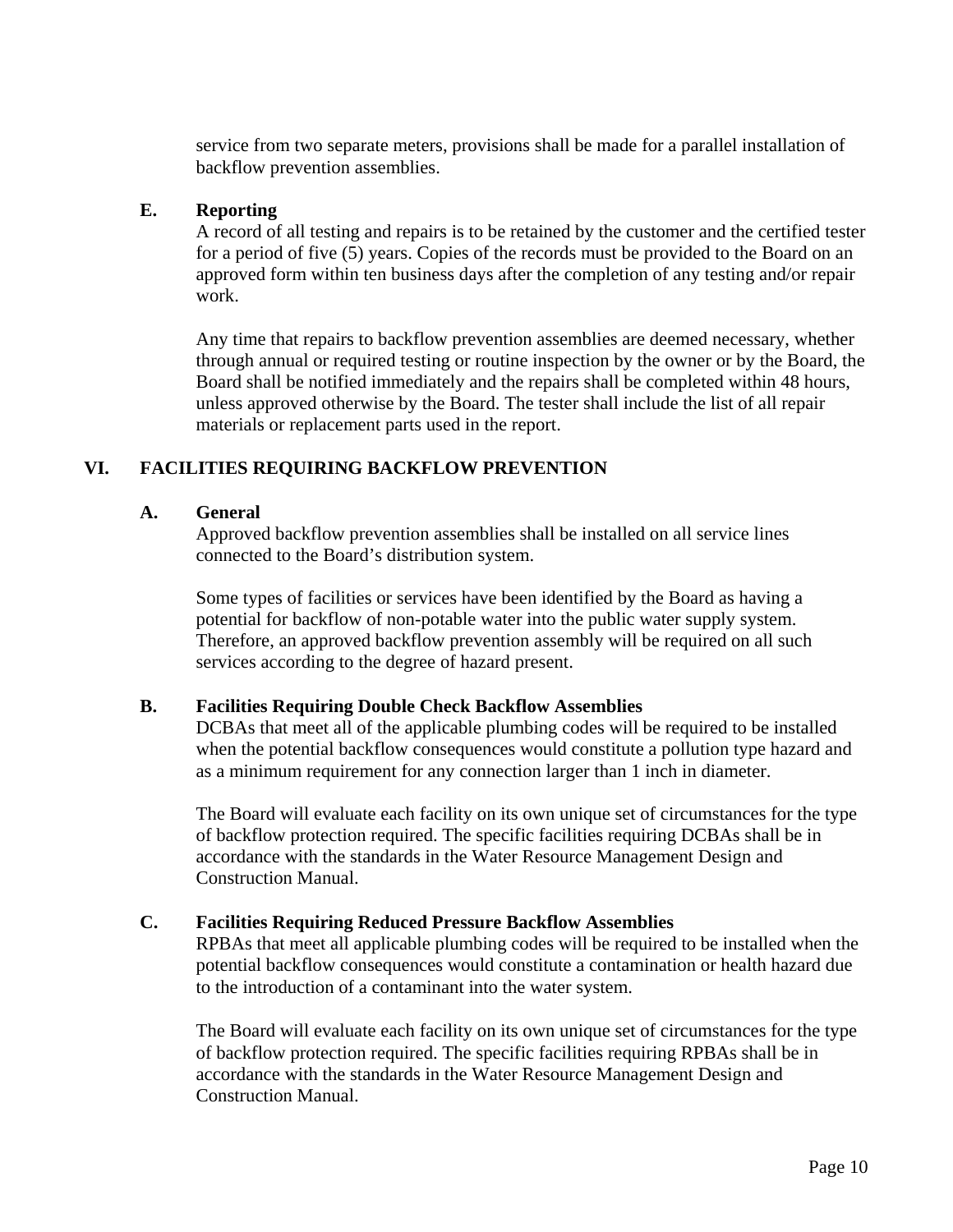service from two separate meters, provisions shall be made for a parallel installation of backflow prevention assemblies.

### E. Reporting

A record of all testing and repairs is to be retained by the customer and the certified tester for a period of five (5) years. Copies of the records must be provided to the Board on an approved form within ten business days after the completion of any testing and/or repair work.

Any time that repairs to backflow prevention assemblies are deemed necessary, whether through annual or required testing or routine inspection by the owner or by the Board, the Board shall be notified immediately and the repairs shall be completed within 48 hours, unless approved otherwise by the Board. The tester shall include the list of all repair materials or replacement parts used in the report.

## VI. FACILITIES REQUIRING BACKFLOW PREVENTION

### A. General

Approved backflow prevention assemblies shall be installed on all service lines connected to the Board's distribution system.

Some types of facilities or services have been identified by the Board as having a potential for backflow of non-potable water into the public water supply system. Therefore, an approved backflow prevention assembly will be required on all such services according to the degree of hazard present.

### B. Facilities Requiring Double Check Backflow Assemblies

DCBAs that meet all of the applicable plumbing codes will be required to be installed when the potential backflow consequences would constitute a pollution type hazard and as a minimum requirement for any connection larger than 1 inch in diameter.

The Board will evaluate each facility on its own unique set of circumstances for the type of backflow protection required. The specific facilities requiring DCBAs shall be in accordance with the standards in the Water Resource Management Design and Construction Manual.

### C. Facilities Requiring Reduced Pressure Backflow Assemblies

RPBAs that meet all applicable plumbing codes will be required to be installed when the potential backflow consequences would constitute a contamination or health hazard due to the introduction of a contaminant into the water system.

The Board will evaluate each facility on its own unique set of circumstances for the type of backflow protection required. The specific facilities requiring RPBAs shall be in accordance with the standards in the Water Resource Management Design and Construction Manual.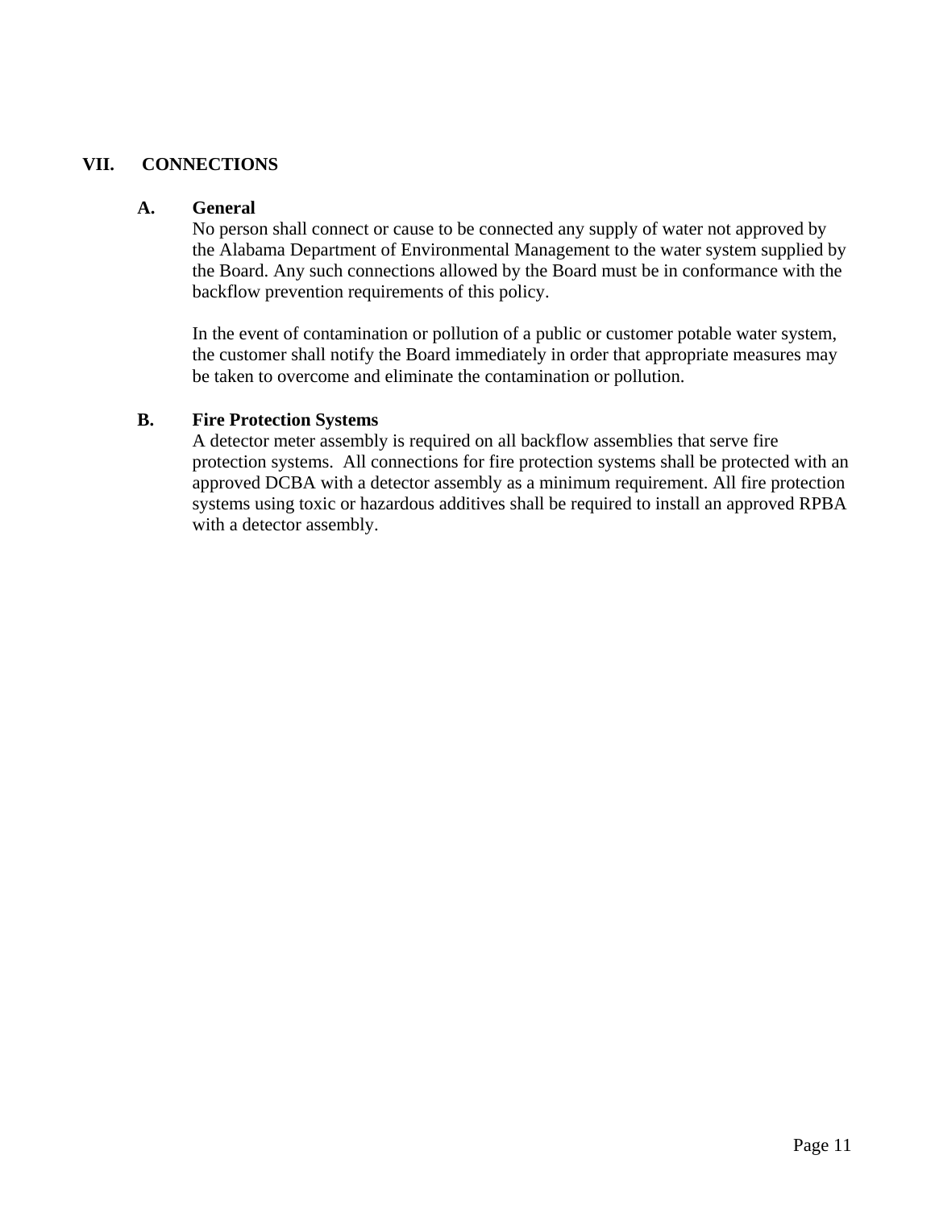## VII. CONNECTIONS

### A. General

No person shall connect or cause to be connected any supply of water not approved by the Alabama Department of Environmental Management to the water system supplied by the Board. Any such connections allowed by the Board must be in conformance with the backflow prevention requirements of this policy.

In the event of contamination or pollution of a public or customer potable water system, the customer shall notify the Board immediately in order that appropriate measures may be taken to overcome and eliminate the contamination or pollution.

### B. Fire Protection Systems

A detector meter assembly is required on all backflow assemblies that serve fire protection systems. All connections for fire protection systems shall be protected with an approved DCBA with a detector assembly as a minimum requirement. All fire protection systems using toxic or hazardous additives shall be required to install an approved RPBA with a detector assembly.